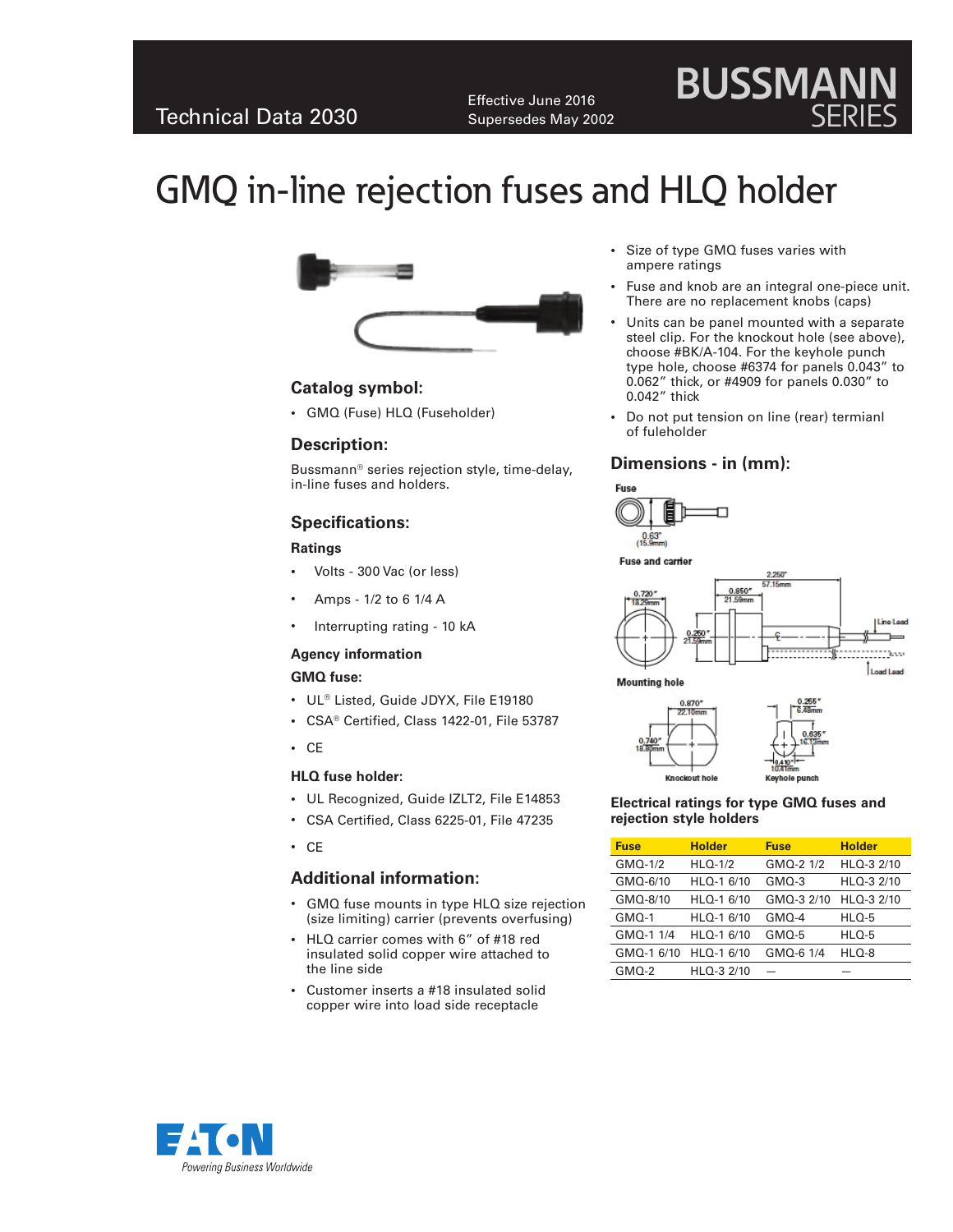Technical Data 2030

Effective June 2016
Supersedes May 2002

# GMQ in-line rejection fuses and HLQ holder

## Catalog symbol:

- GMQ (Fuse) HLQ (Fuseholder)

## Description:

Bussmann® series rejection style, time-delay, in-line fuses and holders.

## Specifications:

### Ratings

- Volts - 300 Vac (or less)
- Amps - 1/2 to 6 1/4 A
- Interrupting rating - 10 kA

### Agency information

**GMQ fuse:**

- UL® Listed, Guide JDYX, File E19180
- CSA® Certified, Class 1422-01, File 53787
- CE

**HLQ fuse holder:**

- UL Recognized, Guide IZLT2, File E14853
- CSA Certified, Class 6225-01, File 47235
- CE

## Additional information:

- GMQ fuse mounts in type HLQ size rejection (size limiting) carrier (prevents overfusing)
- HLQ carrier comes with 6" of #18 red insulated solid copper wire attached to the line side
- Customer inserts a #18 insulated solid copper wire into load side receptacle
- Size of type GMQ fuses varies with ampere ratings
- Fuse and knob are an integral one-piece unit. There are no replacement knobs (caps)
- Units can be panel mounted with a separate steel clip. For the knockout hole (see above), choose #BK/A-104. For the keyhole punch type hole, choose #6374 for panels 0.043" to 0.062" thick, or #4909 for panels 0.030" to 0.042" thick
- Do not put tension on line (rear) termianl of fuleholder

## Dimensions - in (mm):

Fuse

0.63" (15.9mm)

Fuse and carrier

0.720" 18.29mm; 0.850" 21.59mm; 2.250" 57.15mm; 0.250" 21.59mm; Line Lead; Load Lead

Mounting hole

Knockout hole: 0.870" 22.10mm; 0.740" 18.80mm

Keyhole punch: 0.255" 6.48mm; 0.635" 16.13mm; 0.410" 10.41mm

### Electrical ratings for type GMQ fuses and rejection style holders

| Fuse | Holder | Fuse | Holder |
|---|---|---|---|
| GMQ-1/2 | HLQ-1/2 | GMQ-2 1/2 | HLQ-3 2/10 |
| GMQ-6/10 | HLQ-1 6/10 | GMQ-3 | HLQ-3 2/10 |
| GMQ-8/10 | HLQ-1 6/10 | GMQ-3 2/10 | HLQ-3 2/10 |
| GMQ-1 | HLQ-1 6/10 | GMQ-4 | HLQ-5 |
| GMQ-1 1/4 | HLQ-1 6/10 | GMQ-5 | HLQ-5 |
| GMQ-1 6/10 | HLQ-1 6/10 | GMQ-6 1/4 | HLQ-8 |
| GMQ-2 | HLQ-3 2/10 | — | — |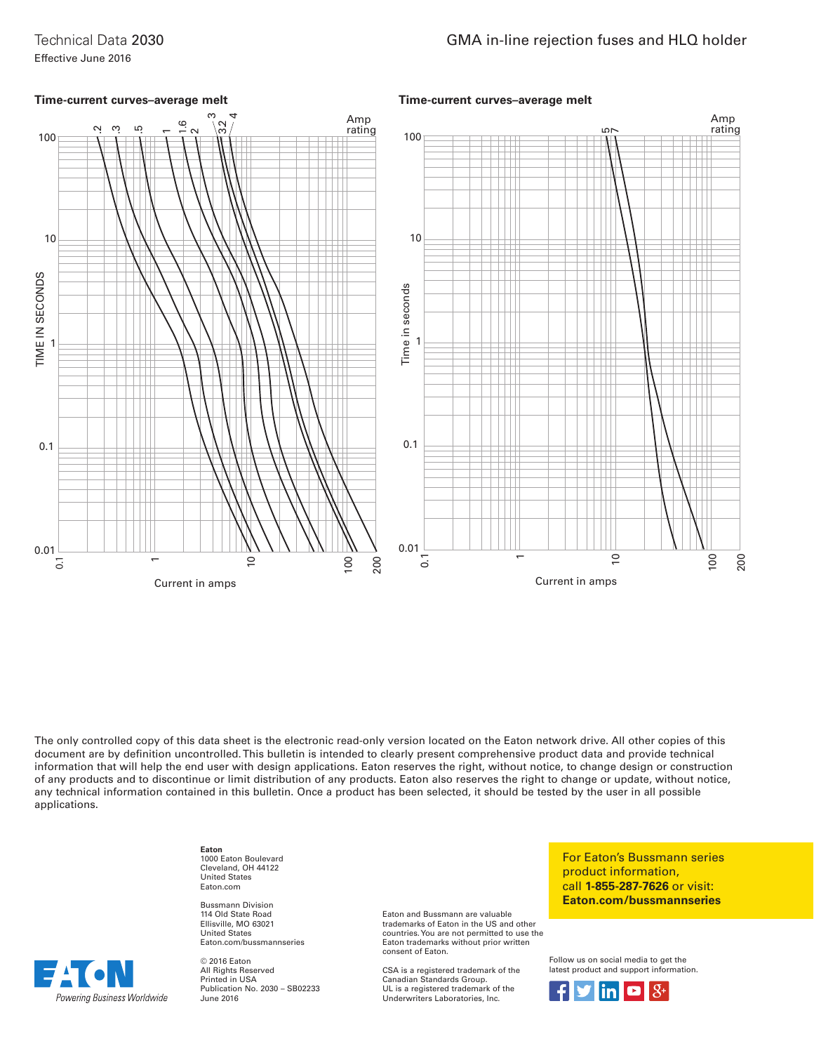## Time-current curves–average melt

.2 .3 .5 1 1.6 2 3 3.2 4

Amp rating

100

10

1

0.1

0.01

TIME IN SECONDS

0.1 1 10 100 200

Current in amps

## Time-current curves–average melt

5 7

Amp rating

100

10

1

0.1

0.01

Time in seconds

0.1 1 10 100 200

Current in amps

The only controlled copy of this data sheet is the electronic read-only version located on the Eaton network drive. All other copies of this document are by definition uncontrolled. This bulletin is intended to clearly present comprehensive product data and provide technical information that will help the end user with design applications. Eaton reserves the right, without notice, to change design or construction of any products and to discontinue or limit distribution of any products. Eaton also reserves the right to change or update, without notice, any technical information contained in this bulletin. Once a product has been selected, it should be tested by the user in all possible applications.

**Eaton**
1000 Eaton Boulevard
Cleveland, OH 44122
United States
Eaton.com

Bussmann Division
114 Old State Road
Ellisville, MO 63021
United States
Eaton.com/bussmannseries

© 2016 Eaton
All Rights Reserved
Printed in USA
Publication No. 2030 – SB02233
June 2016

Eaton and Bussmann are valuable trademarks of Eaton in the US and other countries. You are not permitted to use the Eaton trademarks without prior written consent of Eaton.

CSA is a registered trademark of the Canadian Standards Group.
UL is a registered trademark of the Underwriters Laboratories, Inc.

For Eaton's Bussmann series product information, call **1-855-287-7626** or visit: **Eaton.com/bussmannseries**

Follow us on social media to get the latest product and support information.

Powering Business Worldwide